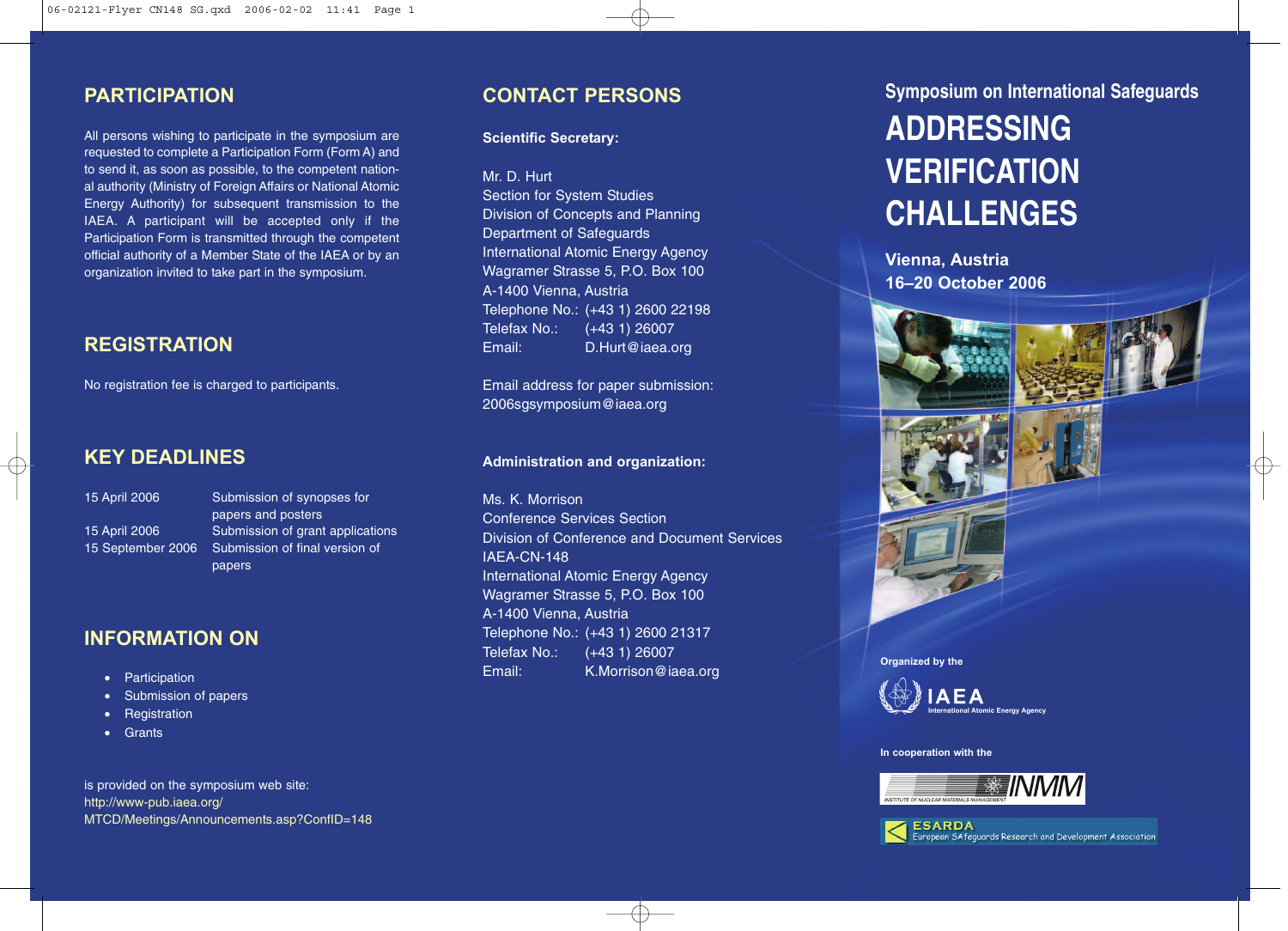# Symposium on International Safeguards

# ADDRESSING VERIFICATION CHALLENGES

**Vienna, Austria**
**16–20 October 2006**

Organized by the

IAEA
International Atomic Energy Agency

In cooperation with the

INMM
INSTITUTE OF NUCLEAR MATERIALS MANAGEMENT

ESARDA
European SAfeguards Research and Development Association

## PARTICIPATION

All persons wishing to participate in the symposium are requested to complete a Participation Form (Form A) and to send it, as soon as possible, to the competent national authority (Ministry of Foreign Affairs or National Atomic Energy Authority) for subsequent transmission to the IAEA. A participant will be accepted only if the Participation Form is transmitted through the competent official authority of a Member State of the IAEA or by an organization invited to take part in the symposium.

## REGISTRATION

No registration fee is charged to participants.

## KEY DEADLINES

| | |
|---|---|
| 15 April 2006 | Submission of synopses for papers and posters |
| 15 April 2006 | Submission of grant applications |
| 15 September 2006 | Submission of final version of papers |

## INFORMATION ON

- Participation
- Submission of papers
- Registration
- Grants

is provided on the symposium web site:
http://www-pub.iaea.org/MTCD/Meetings/Announcements.asp?ConfID=148

## CONTACT PERSONS

**Scientific Secretary:**

Mr. D. Hurt
Section for System Studies
Division of Concepts and Planning
Department of Safeguards
International Atomic Energy Agency
Wagramer Strasse 5, P.O. Box 100
A-1400 Vienna, Austria
Telephone No.: (+43 1) 2600 22198
Telefax No.: (+43 1) 26007
Email: D.Hurt@iaea.org

Email address for paper submission:
2006sgsymposium@iaea.org

**Administration and organization:**

Ms. K. Morrison
Conference Services Section
Division of Conference and Document Services
IAEA-CN-148
International Atomic Energy Agency
Wagramer Strasse 5, P.O. Box 100
A-1400 Vienna, Austria
Telephone No.: (+43 1) 2600 21317
Telefax No.: (+43 1) 26007
Email: K.Morrison@iaea.org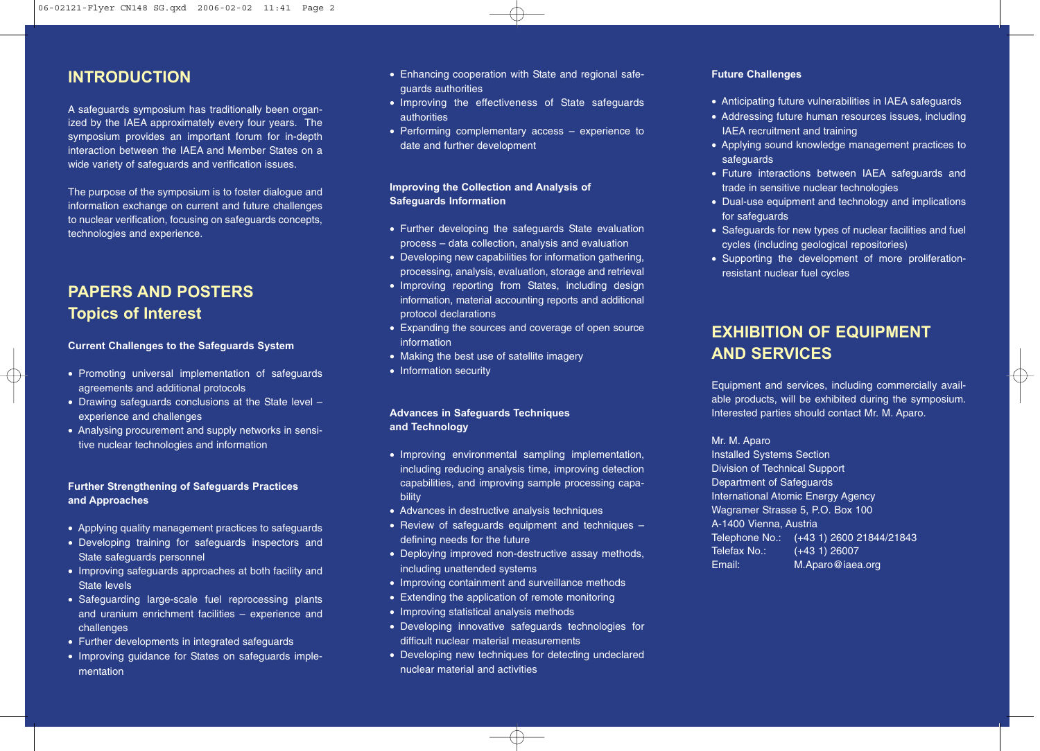## INTRODUCTION

A safeguards symposium has traditionally been organized by the IAEA approximately every four years. The symposium provides an important forum for in-depth interaction between the IAEA and Member States on a wide variety of safeguards and verification issues.

The purpose of the symposium is to foster dialogue and information exchange on current and future challenges to nuclear verification, focusing on safeguards concepts, technologies and experience.

## PAPERS AND POSTERS
## Topics of Interest

**Current Challenges to the Safeguards System**

- Promoting universal implementation of safeguards agreements and additional protocols
- Drawing safeguards conclusions at the State level – experience and challenges
- Analysing procurement and supply networks in sensitive nuclear technologies and information

**Further Strengthening of Safeguards Practices and Approaches**

- Applying quality management practices to safeguards
- Developing training for safeguards inspectors and State safeguards personnel
- Improving safeguards approaches at both facility and State levels
- Safeguarding large-scale fuel reprocessing plants and uranium enrichment facilities – experience and challenges
- Further developments in integrated safeguards
- Improving guidance for States on safeguards implementation
- Enhancing cooperation with State and regional safeguards authorities
- Improving the effectiveness of State safeguards authorities
- Performing complementary access – experience to date and further development

**Improving the Collection and Analysis of Safeguards Information**

- Further developing the safeguards State evaluation process – data collection, analysis and evaluation
- Developing new capabilities for information gathering, processing, analysis, evaluation, storage and retrieval
- Improving reporting from States, including design information, material accounting reports and additional protocol declarations
- Expanding the sources and coverage of open source information
- Making the best use of satellite imagery
- Information security

**Advances in Safeguards Techniques and Technology**

- Improving environmental sampling implementation, including reducing analysis time, improving detection capabilities, and improving sample processing capability
- Advances in destructive analysis techniques
- Review of safeguards equipment and techniques – defining needs for the future
- Deploying improved non-destructive assay methods, including unattended systems
- Improving containment and surveillance methods
- Extending the application of remote monitoring
- Improving statistical analysis methods
- Developing innovative safeguards technologies for difficult nuclear material measurements
- Developing new techniques for detecting undeclared nuclear material and activities

**Future Challenges**

- Anticipating future vulnerabilities in IAEA safeguards
- Addressing future human resources issues, including IAEA recruitment and training
- Applying sound knowledge management practices to safeguards
- Future interactions between IAEA safeguards and trade in sensitive nuclear technologies
- Dual-use equipment and technology and implications for safeguards
- Safeguards for new types of nuclear facilities and fuel cycles (including geological repositories)
- Supporting the development of more proliferation-resistant nuclear fuel cycles

## EXHIBITION OF EQUIPMENT AND SERVICES

Equipment and services, including commercially available products, will be exhibited during the symposium. Interested parties should contact Mr. M. Aparo.

Mr. M. Aparo
Installed Systems Section
Division of Technical Support
Department of Safeguards
International Atomic Energy Agency
Wagramer Strasse 5, P.O. Box 100
A-1400 Vienna, Austria
Telephone No.: (+43 1) 2600 21844/21843
Telefax No.: (+43 1) 26007
Email: M.Aparo@iaea.org